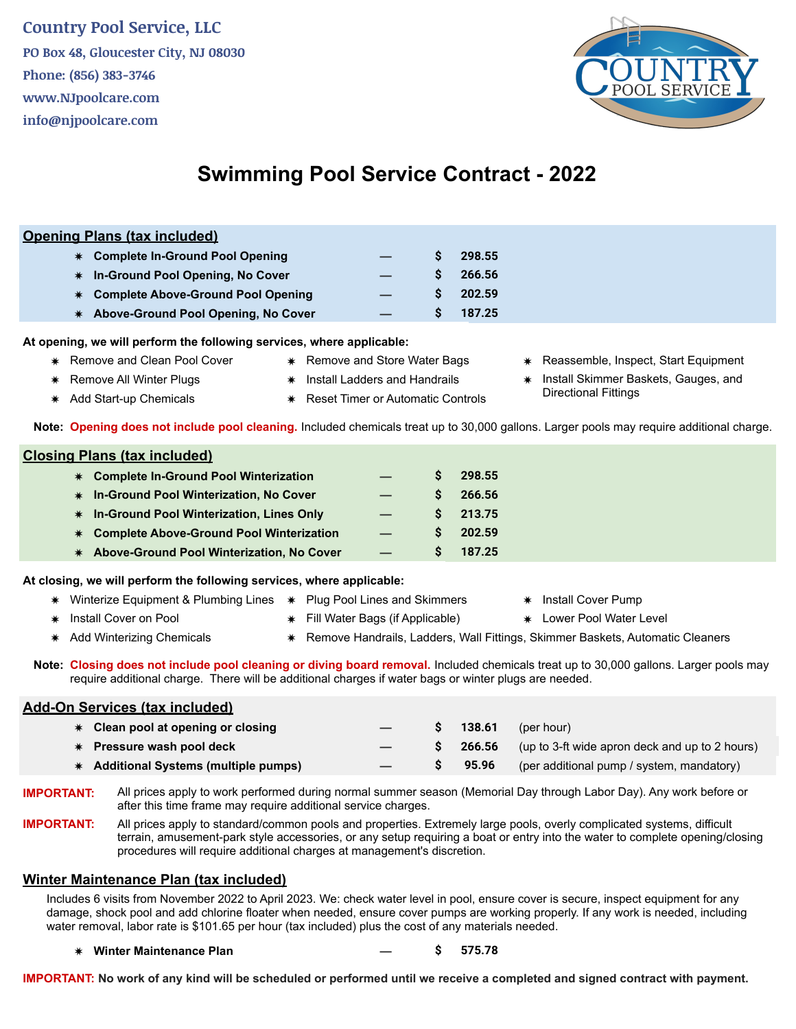Country Pool Service, LLC

PO Box 48, Gloucester City, NJ 08030

Phone: (856) 383-3746

www.NJpoolcare.com

info@njpoolcare.com

# Swimming Pool Service Contract - 2022

## Opening Plans (tax included)

| Plan | | Price |
|---|---|---|
| **Complete In-Ground Pool Opening** | — | **$ 298.55** |
| **In-Ground Pool Opening, No Cover** | — | **$ 266.56** |
| **Complete Above-Ground Pool Opening** | — | **$ 202.59** |
| **Above-Ground Pool Opening, No Cover** | — | **$ 187.25** |

**At opening, we will perform the following services, where applicable:**

- Remove and Clean Pool Cover
- Remove All Winter Plugs
- Add Start-up Chemicals
- Remove and Store Water Bags
- Install Ladders and Handrails
- Reset Timer or Automatic Controls
- Reassemble, Inspect, Start Equipment
- Install Skimmer Baskets, Gauges, and Directional Fittings

**Note:** **Opening does not include pool cleaning.** Included chemicals treat up to 30,000 gallons. Larger pools may require additional charge.

## Closing Plans (tax included)

| Plan | | Price |
|---|---|---|
| **Complete In-Ground Pool Winterization** | — | **$ 298.55** |
| **In-Ground Pool Winterization, No Cover** | — | **$ 266.56** |
| **In-Ground Pool Winterization, Lines Only** | — | **$ 213.75** |
| **Complete Above-Ground Pool Winterization** | — | **$ 202.59** |
| **Above-Ground Pool Winterization, No Cover** | — | **$ 187.25** |

**At closing, we will perform the following services, where applicable:**

- Winterize Equipment & Plumbing Lines
- Install Cover on Pool
- Add Winterizing Chemicals
- Plug Pool Lines and Skimmers
- Fill Water Bags (if Applicable)
- Remove Handrails, Ladders, Wall Fittings, Skimmer Baskets, Automatic Cleaners
- Install Cover Pump
- Lower Pool Water Level

**Note:** **Closing does not include pool cleaning or diving board removal.** Included chemicals treat up to 30,000 gallons. Larger pools may require additional charge. There will be additional charges if water bags or winter plugs are needed.

## Add-On Services (tax included)

| Service | | Price | |
|---|---|---|---|
| **Clean pool at opening or closing** | — | **$ 138.61** | (per hour) |
| **Pressure wash pool deck** | — | **$ 266.56** | (up to 3-ft wide apron deck and up to 2 hours) |
| **Additional Systems (multiple pumps)** | — | **$ 95.96** | (per additional pump / system, mandatory) |

**IMPORTANT:** All prices apply to work performed during normal summer season (Memorial Day through Labor Day). Any work before or after this time frame may require additional service charges.

**IMPORTANT:** All prices apply to standard/common pools and properties. Extremely large pools, overly complicated systems, difficult terrain, amusement-park style accessories, or any setup requiring a boat or entry into the water to complete opening/closing procedures will require additional charges at management's discretion.

## Winter Maintenance Plan (tax included)

Includes 6 visits from November 2022 to April 2023. We: check water level in pool, ensure cover is secure, inspect equipment for any damage, shock pool and add chlorine floater when needed, ensure cover pumps are working properly. If any work is needed, including water removal, labor rate is $101.65 per hour (tax included) plus the cost of any materials needed.

| Plan | | Price |
|---|---|---|
| **Winter Maintenance Plan** | — | **$ 575.78** |

**IMPORTANT: No work of any kind will be scheduled or performed until we receive a completed and signed contract with payment.**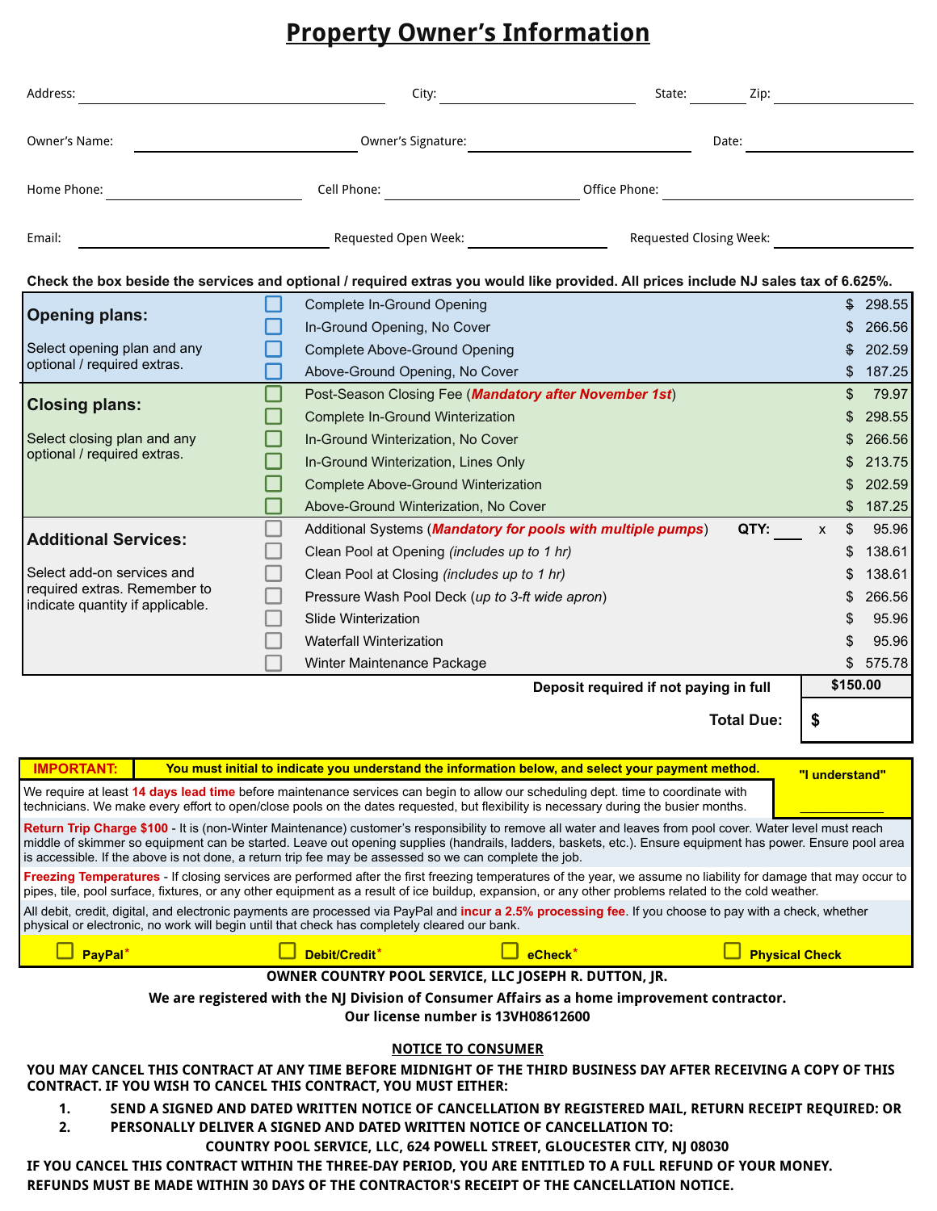# Property Owner's Information

Address: ______________________ City: ______________________ State: ________ Zip: ______________

Owner's Name: ______________________ Owner's Signature: ______________________ Date: ______________

Home Phone: ______________________ Cell Phone: ______________________ Office Phone: ______________________

Email: ______________________ Requested Open Week: ______________ Requested Closing Week: ______________

**Check the box beside the services and optional / required extras you would like provided. All prices include NJ sales tax of 6.625%.**

| | | | |
|---|---|---|---|
| **Opening plans:** Select opening plan and any optional / required extras. | ☐ | Complete In-Ground Opening | $ 298.55 |
| | ☐ | In-Ground Opening, No Cover | $ 266.56 |
| | ☐ | Complete Above-Ground Opening | $ 202.59 |
| | ☐ | Above-Ground Opening, No Cover | $ 187.25 |
| **Closing plans:** Select closing plan and any optional / required extras. | ☐ | Post-Season Closing Fee (***Mandatory after November 1st***) | $ 79.97 |
| | ☐ | Complete In-Ground Winterization | $ 298.55 |
| | ☐ | In-Ground Winterization, No Cover | $ 266.56 |
| | ☐ | In-Ground Winterization, Lines Only | $ 213.75 |
| | ☐ | Complete Above-Ground Winterization | $ 202.59 |
| | ☐ | Above-Ground Winterization, No Cover | $ 187.25 |
| **Additional Services:** Select add-on services and required extras. Remember to indicate quantity if applicable. | ☐ | Additional Systems (***Mandatory for pools with multiple pumps***) **QTY:** ____ x | $ 95.96 |
| | ☐ | Clean Pool at Opening *(includes up to 1 hr)* | $ 138.61 |
| | ☐ | Clean Pool at Closing *(includes up to 1 hr)* | $ 138.61 |
| | ☐ | Pressure Wash Pool Deck (*up to 3-ft wide apron*) | $ 266.56 |
| | ☐ | Slide Winterization | $ 95.96 |
| | ☐ | Waterfall Winterization | $ 95.96 |
| | ☐ | Winter Maintenance Package | $ 575.78 |
| | | **Deposit required if not paying in full** | **$150.00** |
| | | **Total Due:** | **$** |

**IMPORTANT:** **You must initial to indicate you understand the information below, and select your payment method.** **"I understand"** ____________

We require at least **14 days lead time** before maintenance services can begin to allow our scheduling dept. time to coordinate with technicians. We make every effort to open/close pools on the dates requested, but flexibility is necessary during the busier months.

**Return Trip Charge $100** - It is (non-Winter Maintenance) customer's responsibility to remove all water and leaves from pool cover. Water level must reach middle of skimmer so equipment can be started. Leave out opening supplies (handrails, ladders, baskets, etc.). Ensure equipment has power. Ensure pool area is accessible. If the above is not done, a return trip fee may be assessed so we can complete the job.

**Freezing Temperatures** - If closing services are performed after the first freezing temperatures of the year, we assume no liability for damage that may occur to pipes, tile, pool surface, fixtures, or any other equipment as a result of ice buildup, expansion, or any other problems related to the cold weather.

All debit, credit, digital, and electronic payments are processed via PayPal and **incur a 2.5% processing fee**. If you choose to pay with a check, whether physical or electronic, no work will begin until that check has completely cleared our bank.

☐ **PayPal*** ☐ **Debit/Credit*** ☐ **eCheck*** ☐ **Physical Check**

**OWNER COUNTRY POOL SERVICE, LLC JOSEPH R. DUTTON, JR.**

**We are registered with the NJ Division of Consumer Affairs as a home improvement contractor.**
**Our license number is 13VH08612600**

**NOTICE TO CONSUMER**

**YOU MAY CANCEL THIS CONTRACT AT ANY TIME BEFORE MIDNIGHT OF THE THIRD BUSINESS DAY AFTER RECEIVING A COPY OF THIS CONTRACT. IF YOU WISH TO CANCEL THIS CONTRACT, YOU MUST EITHER:**

1. **SEND A SIGNED AND DATED WRITTEN NOTICE OF CANCELLATION BY REGISTERED MAIL, RETURN RECEIPT REQUIRED: OR**
2. **PERSONALLY DELIVER A SIGNED AND DATED WRITTEN NOTICE OF CANCELLATION TO:**

**COUNTRY POOL SERVICE, LLC, 624 POWELL STREET, GLOUCESTER CITY, NJ 08030**

**IF YOU CANCEL THIS CONTRACT WITHIN THE THREE-DAY PERIOD, YOU ARE ENTITLED TO A FULL REFUND OF YOUR MONEY. REFUNDS MUST BE MADE WITHIN 30 DAYS OF THE CONTRACTOR'S RECEIPT OF THE CANCELLATION NOTICE.**